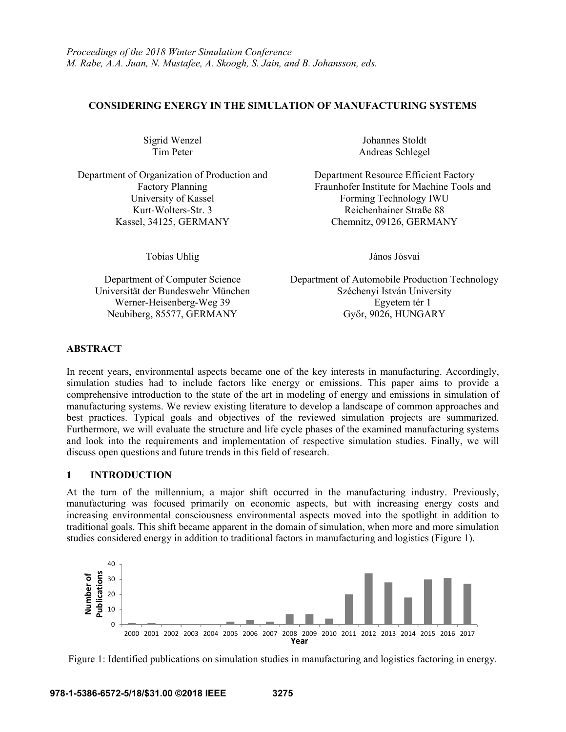*Proceedings of the 2018 Winter Simulation Conference*
*M. Rabe, A.A. Juan, N. Mustafee, A. Skoogh, S. Jain, and B. Johansson, eds.*

# CONSIDERING ENERGY IN THE SIMULATION OF MANUFACTURING SYSTEMS

Sigrid Wenzel
Tim Peter

Department of Organization of Production and Factory Planning
University of Kassel
Kurt-Wolters-Str. 3
Kassel, 34125, GERMANY

Johannes Stoldt
Andreas Schlegel

Department Resource Efficient Factory
Fraunhofer Institute for Machine Tools and Forming Technology IWU
Reichenhainer Straße 88
Chemnitz, 09126, GERMANY

Tobias Uhlig

Department of Computer Science
Universität der Bundeswehr München
Werner-Heisenberg-Weg 39
Neubiberg, 85577, GERMANY

János Jósvai

Department of Automobile Production Technology
Széchenyi István University
Egyetem tér 1
Győr, 9026, HUNGARY

## ABSTRACT

In recent years, environmental aspects became one of the key interests in manufacturing. Accordingly, simulation studies had to include factors like energy or emissions. This paper aims to provide a comprehensive introduction to the state of the art in modeling of energy and emissions in simulation of manufacturing systems. We review existing literature to develop a landscape of common approaches and best practices. Typical goals and objectives of the reviewed simulation projects are summarized. Furthermore, we will evaluate the structure and life cycle phases of the examined manufacturing systems and look into the requirements and implementation of respective simulation studies. Finally, we will discuss open questions and future trends in this field of research.

## 1 INTRODUCTION

At the turn of the millennium, a major shift occurred in the manufacturing industry. Previously, manufacturing was focused primarily on economic aspects, but with increasing energy costs and increasing environmental consciousness environmental aspects moved into the spotlight in addition to traditional goals. This shift became apparent in the domain of simulation, when more and more simulation studies considered energy in addition to traditional factors in manufacturing and logistics (Figure 1).

Figure 1: Identified publications on simulation studies in manufacturing and logistics factoring in energy.

978-1-5386-6572-5/18/$31.00 ©2018 IEEE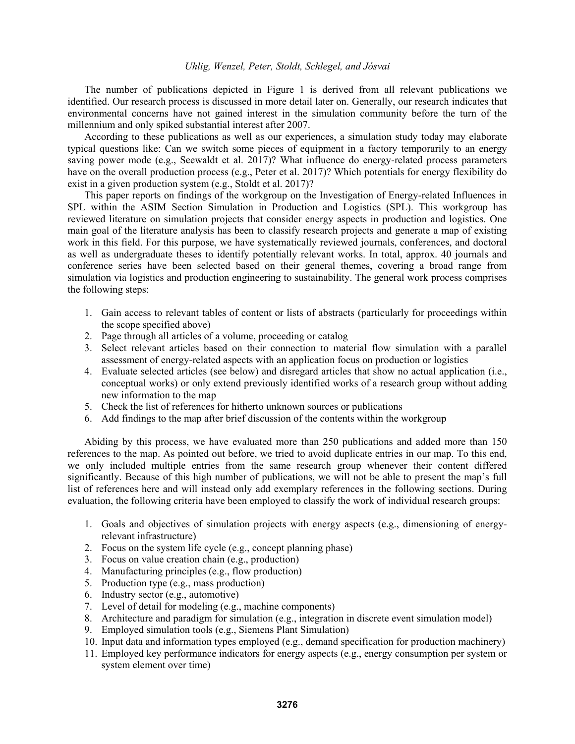The number of publications depicted in Figure 1 is derived from all relevant publications we identified. Our research process is discussed in more detail later on. Generally, our research indicates that environmental concerns have not gained interest in the simulation community before the turn of the millennium and only spiked substantial interest after 2007.

According to these publications as well as our experiences, a simulation study today may elaborate typical questions like: Can we switch some pieces of equipment in a factory temporarily to an energy saving power mode (e.g., Seewaldt et al. 2017)? What influence do energy-related process parameters have on the overall production process (e.g., Peter et al. 2017)? Which potentials for energy flexibility do exist in a given production system (e.g., Stoldt et al. 2017)?

This paper reports on findings of the workgroup on the Investigation of Energy-related Influences in SPL within the ASIM Section Simulation in Production and Logistics (SPL). This workgroup has reviewed literature on simulation projects that consider energy aspects in production and logistics. One main goal of the literature analysis has been to classify research projects and generate a map of existing work in this field. For this purpose, we have systematically reviewed journals, conferences, and doctoral as well as undergraduate theses to identify potentially relevant works. In total, approx. 40 journals and conference series have been selected based on their general themes, covering a broad range from simulation via logistics and production engineering to sustainability. The general work process comprises the following steps:

1. Gain access to relevant tables of content or lists of abstracts (particularly for proceedings within the scope specified above)
2. Page through all articles of a volume, proceeding or catalog
3. Select relevant articles based on their connection to material flow simulation with a parallel assessment of energy-related aspects with an application focus on production or logistics
4. Evaluate selected articles (see below) and disregard articles that show no actual application (i.e., conceptual works) or only extend previously identified works of a research group without adding new information to the map
5. Check the list of references for hitherto unknown sources or publications
6. Add findings to the map after brief discussion of the contents within the workgroup

Abiding by this process, we have evaluated more than 250 publications and added more than 150 references to the map. As pointed out before, we tried to avoid duplicate entries in our map. To this end, we only included multiple entries from the same research group whenever their content differed significantly. Because of this high number of publications, we will not be able to present the map's full list of references here and will instead only add exemplary references in the following sections. During evaluation, the following criteria have been employed to classify the work of individual research groups:

1. Goals and objectives of simulation projects with energy aspects (e.g., dimensioning of energy-relevant infrastructure)
2. Focus on the system life cycle (e.g., concept planning phase)
3. Focus on value creation chain (e.g., production)
4. Manufacturing principles (e.g., flow production)
5. Production type (e.g., mass production)
6. Industry sector (e.g., automotive)
7. Level of detail for modeling (e.g., machine components)
8. Architecture and paradigm for simulation (e.g., integration in discrete event simulation model)
9. Employed simulation tools (e.g., Siemens Plant Simulation)
10. Input data and information types employed (e.g., demand specification for production machinery)
11. Employed key performance indicators for energy aspects (e.g., energy consumption per system or system element over time)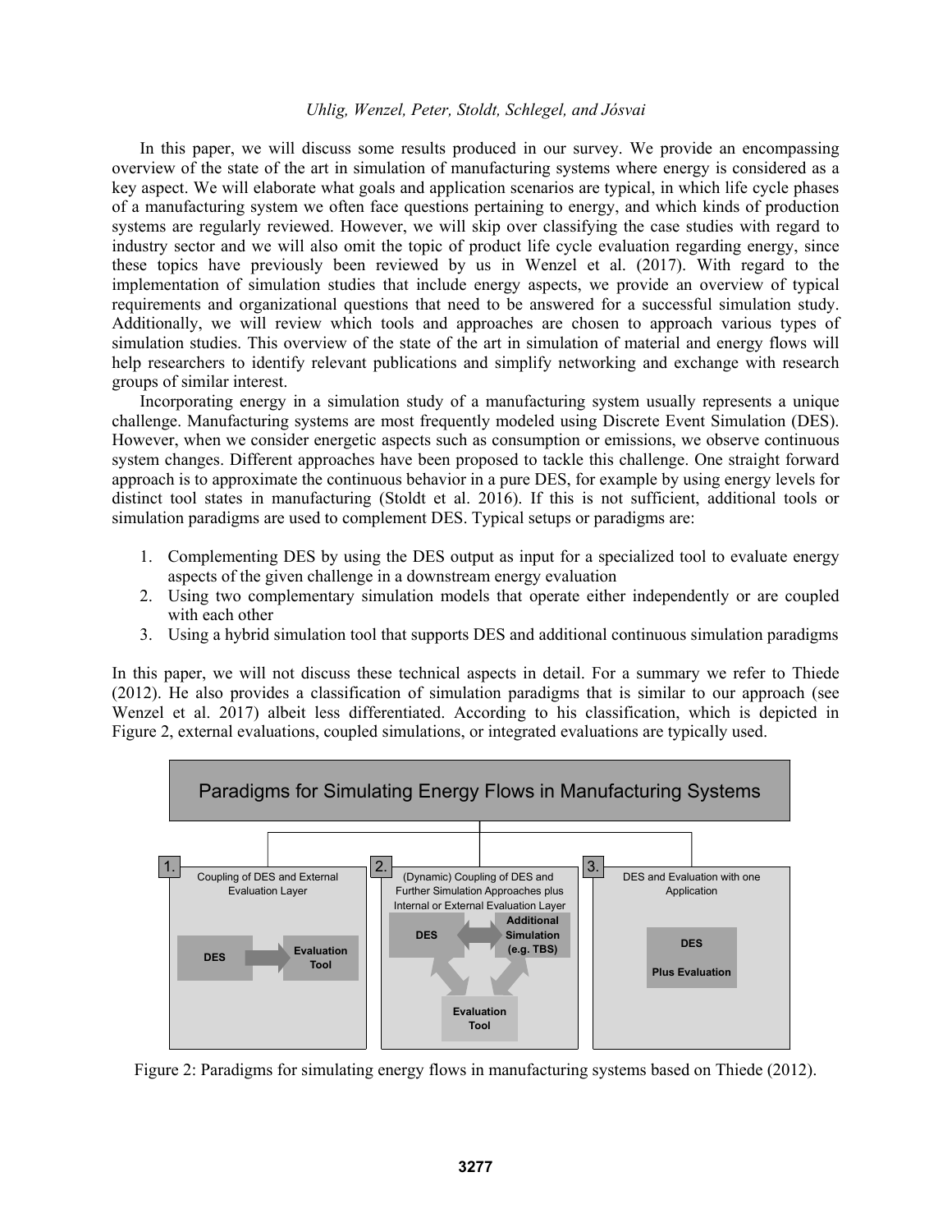In this paper, we will discuss some results produced in our survey. We provide an encompassing overview of the state of the art in simulation of manufacturing systems where energy is considered as a key aspect. We will elaborate what goals and application scenarios are typical, in which life cycle phases of a manufacturing system we often face questions pertaining to energy, and which kinds of production systems are regularly reviewed. However, we will skip over classifying the case studies with regard to industry sector and we will also omit the topic of product life cycle evaluation regarding energy, since these topics have previously been reviewed by us in Wenzel et al. (2017). With regard to the implementation of simulation studies that include energy aspects, we provide an overview of typical requirements and organizational questions that need to be answered for a successful simulation study. Additionally, we will review which tools and approaches are chosen to approach various types of simulation studies. This overview of the state of the art in simulation of material and energy flows will help researchers to identify relevant publications and simplify networking and exchange with research groups of similar interest.

Incorporating energy in a simulation study of a manufacturing system usually represents a unique challenge. Manufacturing systems are most frequently modeled using Discrete Event Simulation (DES). However, when we consider energetic aspects such as consumption or emissions, we observe continuous system changes. Different approaches have been proposed to tackle this challenge. One straight forward approach is to approximate the continuous behavior in a pure DES, for example by using energy levels for distinct tool states in manufacturing (Stoldt et al. 2016). If this is not sufficient, additional tools or simulation paradigms are used to complement DES. Typical setups or paradigms are:

1. Complementing DES by using the DES output as input for a specialized tool to evaluate energy aspects of the given challenge in a downstream energy evaluation
2. Using two complementary simulation models that operate either independently or are coupled with each other
3. Using a hybrid simulation tool that supports DES and additional continuous simulation paradigms

In this paper, we will not discuss these technical aspects in detail. For a summary we refer to Thiede (2012). He also provides a classification of simulation paradigms that is similar to our approach (see Wenzel et al. 2017) albeit less differentiated. According to his classification, which is depicted in Figure 2, external evaluations, coupled simulations, or integrated evaluations are typically used.

Figure 2: Paradigms for simulating energy flows in manufacturing systems based on Thiede (2012).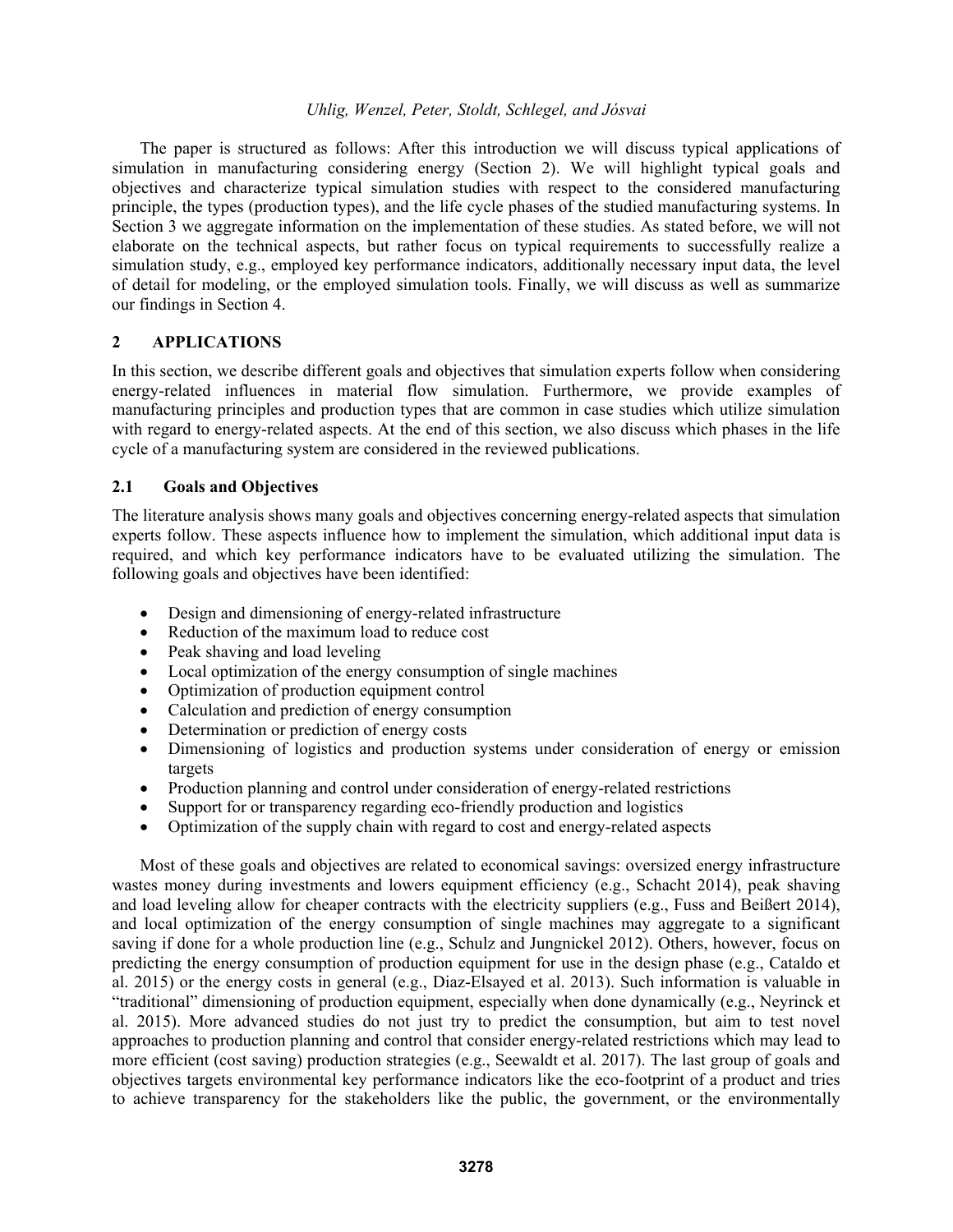The paper is structured as follows: After this introduction we will discuss typical applications of simulation in manufacturing considering energy (Section 2). We will highlight typical goals and objectives and characterize typical simulation studies with respect to the considered manufacturing principle, the types (production types), and the life cycle phases of the studied manufacturing systems. In Section 3 we aggregate information on the implementation of these studies. As stated before, we will not elaborate on the technical aspects, but rather focus on typical requirements to successfully realize a simulation study, e.g., employed key performance indicators, additionally necessary input data, the level of detail for modeling, or the employed simulation tools. Finally, we will discuss as well as summarize our findings in Section 4.

## 2 APPLICATIONS

In this section, we describe different goals and objectives that simulation experts follow when considering energy-related influences in material flow simulation. Furthermore, we provide examples of manufacturing principles and production types that are common in case studies which utilize simulation with regard to energy-related aspects. At the end of this section, we also discuss which phases in the life cycle of a manufacturing system are considered in the reviewed publications.

### 2.1 Goals and Objectives

The literature analysis shows many goals and objectives concerning energy-related aspects that simulation experts follow. These aspects influence how to implement the simulation, which additional input data is required, and which key performance indicators have to be evaluated utilizing the simulation. The following goals and objectives have been identified:

- Design and dimensioning of energy-related infrastructure
- Reduction of the maximum load to reduce cost
- Peak shaving and load leveling
- Local optimization of the energy consumption of single machines
- Optimization of production equipment control
- Calculation and prediction of energy consumption
- Determination or prediction of energy costs
- Dimensioning of logistics and production systems under consideration of energy or emission targets
- Production planning and control under consideration of energy-related restrictions
- Support for or transparency regarding eco-friendly production and logistics
- Optimization of the supply chain with regard to cost and energy-related aspects

Most of these goals and objectives are related to economical savings: oversized energy infrastructure wastes money during investments and lowers equipment efficiency (e.g., Schacht 2014), peak shaving and load leveling allow for cheaper contracts with the electricity suppliers (e.g., Fuss and Beißert 2014), and local optimization of the energy consumption of single machines may aggregate to a significant saving if done for a whole production line (e.g., Schulz and Jungnickel 2012). Others, however, focus on predicting the energy consumption of production equipment for use in the design phase (e.g., Cataldo et al. 2015) or the energy costs in general (e.g., Diaz-Elsayed et al. 2013). Such information is valuable in "traditional" dimensioning of production equipment, especially when done dynamically (e.g., Neyrinck et al. 2015). More advanced studies do not just try to predict the consumption, but aim to test novel approaches to production planning and control that consider energy-related restrictions which may lead to more efficient (cost saving) production strategies (e.g., Seewaldt et al. 2017). The last group of goals and objectives targets environmental key performance indicators like the eco-footprint of a product and tries to achieve transparency for the stakeholders like the public, the government, or the environmentally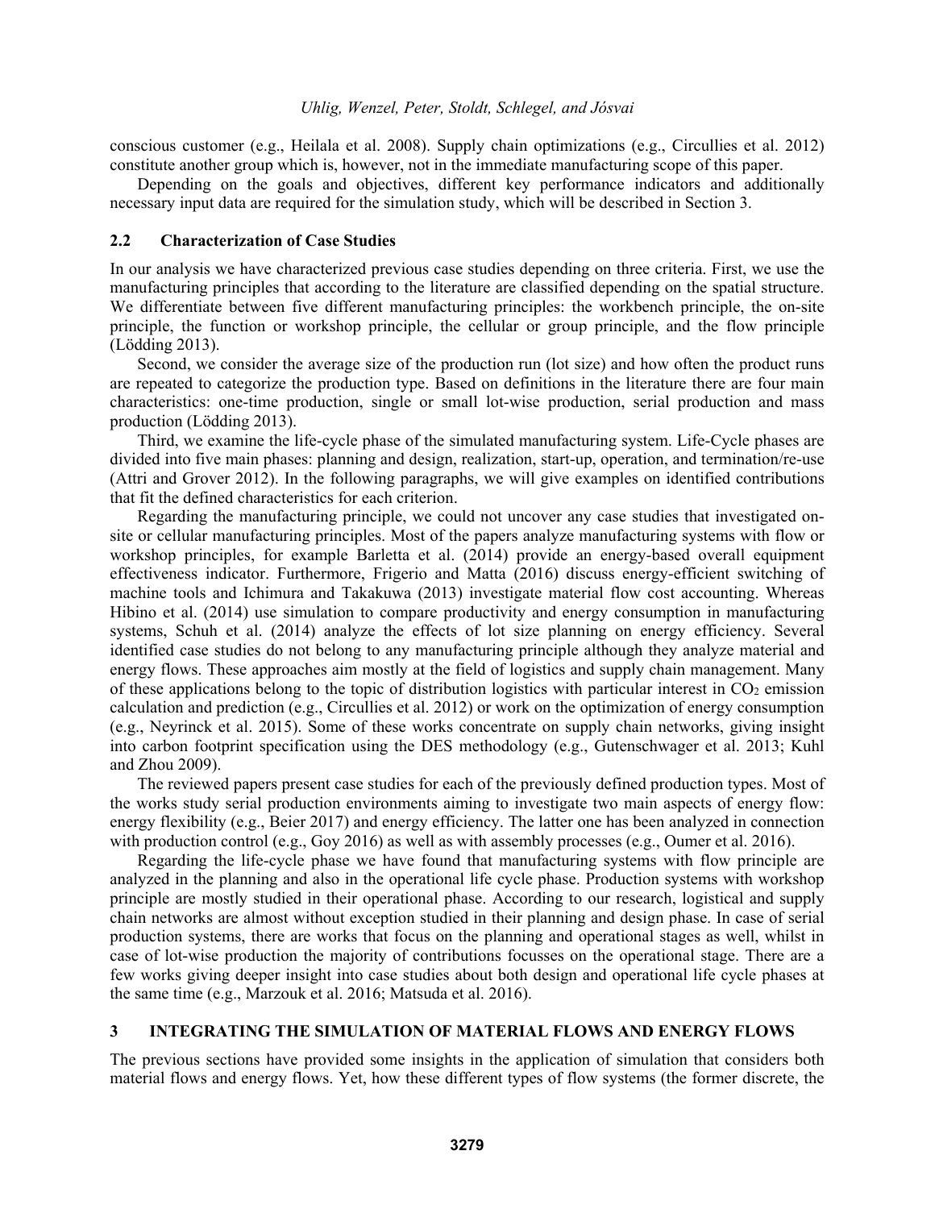conscious customer (e.g., Heilala et al. 2008). Supply chain optimizations (e.g., Circullies et al. 2012) constitute another group which is, however, not in the immediate manufacturing scope of this paper.

Depending on the goals and objectives, different key performance indicators and additionally necessary input data are required for the simulation study, which will be described in Section 3.

### 2.2 Characterization of Case Studies

In our analysis we have characterized previous case studies depending on three criteria. First, we use the manufacturing principles that according to the literature are classified depending on the spatial structure. We differentiate between five different manufacturing principles: the workbench principle, the on-site principle, the function or workshop principle, the cellular or group principle, and the flow principle (Lödding 2013).

Second, we consider the average size of the production run (lot size) and how often the product runs are repeated to categorize the production type. Based on definitions in the literature there are four main characteristics: one-time production, single or small lot-wise production, serial production and mass production (Lödding 2013).

Third, we examine the life-cycle phase of the simulated manufacturing system. Life-Cycle phases are divided into five main phases: planning and design, realization, start-up, operation, and termination/re-use (Attri and Grover 2012). In the following paragraphs, we will give examples on identified contributions that fit the defined characteristics for each criterion.

Regarding the manufacturing principle, we could not uncover any case studies that investigated on-site or cellular manufacturing principles. Most of the papers analyze manufacturing systems with flow or workshop principles, for example Barletta et al. (2014) provide an energy-based overall equipment effectiveness indicator. Furthermore, Frigerio and Matta (2016) discuss energy-efficient switching of machine tools and Ichimura and Takakuwa (2013) investigate material flow cost accounting. Whereas Hibino et al. (2014) use simulation to compare productivity and energy consumption in manufacturing systems, Schuh et al. (2014) analyze the effects of lot size planning on energy efficiency. Several identified case studies do not belong to any manufacturing principle although they analyze material and energy flows. These approaches aim mostly at the field of logistics and supply chain management. Many of these applications belong to the topic of distribution logistics with particular interest in $CO_2$ emission calculation and prediction (e.g., Circullies et al. 2012) or work on the optimization of energy consumption (e.g., Neyrinck et al. 2015). Some of these works concentrate on supply chain networks, giving insight into carbon footprint specification using the DES methodology (e.g., Gutenschwager et al. 2013; Kuhl and Zhou 2009).

The reviewed papers present case studies for each of the previously defined production types. Most of the works study serial production environments aiming to investigate two main aspects of energy flow: energy flexibility (e.g., Beier 2017) and energy efficiency. The latter one has been analyzed in connection with production control (e.g., Goy 2016) as well as with assembly processes (e.g., Oumer et al. 2016).

Regarding the life-cycle phase we have found that manufacturing systems with flow principle are analyzed in the planning and also in the operational life cycle phase. Production systems with workshop principle are mostly studied in their operational phase. According to our research, logistical and supply chain networks are almost without exception studied in their planning and design phase. In case of serial production systems, there are works that focus on the planning and operational stages as well, whilst in case of lot-wise production the majority of contributions focusses on the operational stage. There are a few works giving deeper insight into case studies about both design and operational life cycle phases at the same time (e.g., Marzouk et al. 2016; Matsuda et al. 2016).

## 3 INTEGRATING THE SIMULATION OF MATERIAL FLOWS AND ENERGY FLOWS

The previous sections have provided some insights in the application of simulation that considers both material flows and energy flows. Yet, how these different types of flow systems (the former discrete, the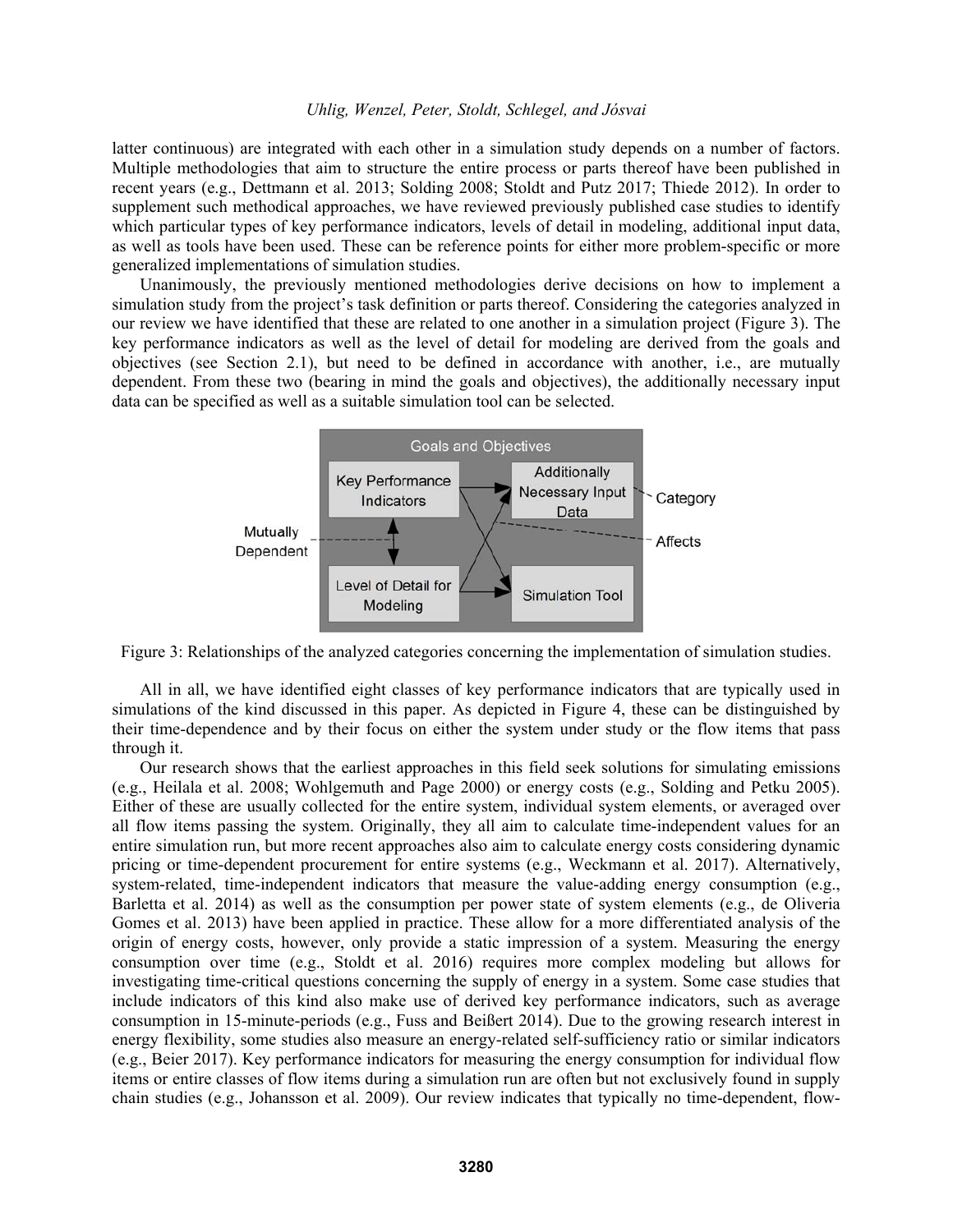latter continuous) are integrated with each other in a simulation study depends on a number of factors. Multiple methodologies that aim to structure the entire process or parts thereof have been published in recent years (e.g., Dettmann et al. 2013; Solding 2008; Stoldt and Putz 2017; Thiede 2012). In order to supplement such methodical approaches, we have reviewed previously published case studies to identify which particular types of key performance indicators, levels of detail in modeling, additional input data, as well as tools have been used. These can be reference points for either more problem-specific or more generalized implementations of simulation studies.

Unanimously, the previously mentioned methodologies derive decisions on how to implement a simulation study from the project's task definition or parts thereof. Considering the categories analyzed in our review we have identified that these are related to one another in a simulation project (Figure 3). The key performance indicators as well as the level of detail for modeling are derived from the goals and objectives (see Section 2.1), but need to be defined in accordance with another, i.e., are mutually dependent. From these two (bearing in mind the goals and objectives), the additionally necessary input data can be specified as well as a suitable simulation tool can be selected.

Figure 3: Relationships of the analyzed categories concerning the implementation of simulation studies.

All in all, we have identified eight classes of key performance indicators that are typically used in simulations of the kind discussed in this paper. As depicted in Figure 4, these can be distinguished by their time-dependence and by their focus on either the system under study or the flow items that pass through it.

Our research shows that the earliest approaches in this field seek solutions for simulating emissions (e.g., Heilala et al. 2008; Wohlgemuth and Page 2000) or energy costs (e.g., Solding and Petku 2005). Either of these are usually collected for the entire system, individual system elements, or averaged over all flow items passing the system. Originally, they all aim to calculate time-independent values for an entire simulation run, but more recent approaches also aim to calculate energy costs considering dynamic pricing or time-dependent procurement for entire systems (e.g., Weckmann et al. 2017). Alternatively, system-related, time-independent indicators that measure the value-adding energy consumption (e.g., Barletta et al. 2014) as well as the consumption per power state of system elements (e.g., de Oliveria Gomes et al. 2013) have been applied in practice. These allow for a more differentiated analysis of the origin of energy costs, however, only provide a static impression of a system. Measuring the energy consumption over time (e.g., Stoldt et al. 2016) requires more complex modeling but allows for investigating time-critical questions concerning the supply of energy in a system. Some case studies that include indicators of this kind also make use of derived key performance indicators, such as average consumption in 15-minute-periods (e.g., Fuss and Beißert 2014). Due to the growing research interest in energy flexibility, some studies also measure an energy-related self-sufficiency ratio or similar indicators (e.g., Beier 2017). Key performance indicators for measuring the energy consumption for individual flow items or entire classes of flow items during a simulation run are often but not exclusively found in supply chain studies (e.g., Johansson et al. 2009). Our review indicates that typically no time-dependent, flow-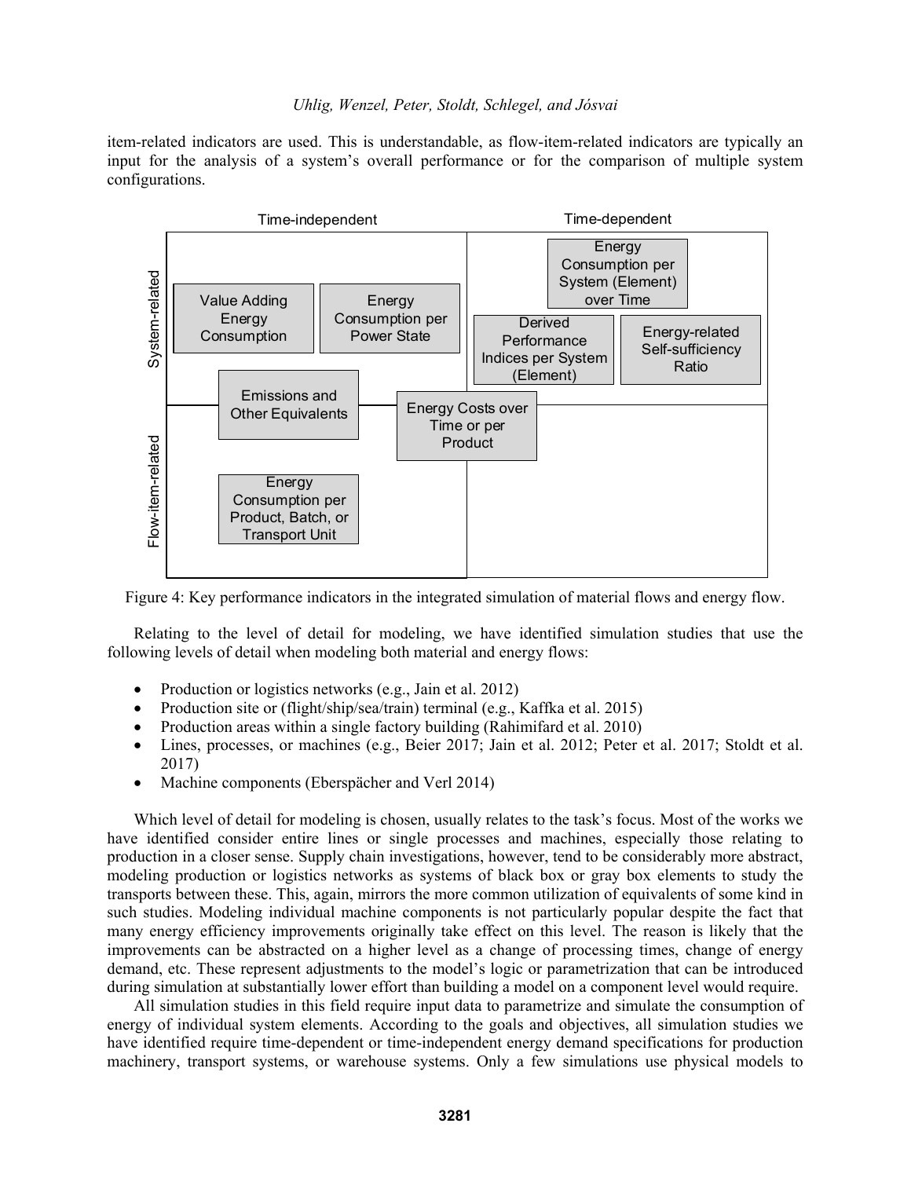item-related indicators are used. This is understandable, as flow-item-related indicators are typically an input for the analysis of a system's overall performance or for the comparison of multiple system configurations.

Figure 4: Key performance indicators in the integrated simulation of material flows and energy flow.

Relating to the level of detail for modeling, we have identified simulation studies that use the following levels of detail when modeling both material and energy flows:

- Production or logistics networks (e.g., Jain et al. 2012)
- Production site or (flight/ship/sea/train) terminal (e.g., Kaffka et al. 2015)
- Production areas within a single factory building (Rahimifard et al. 2010)
- Lines, processes, or machines (e.g., Beier 2017; Jain et al. 2012; Peter et al. 2017; Stoldt et al. 2017)
- Machine components (Eberspächer and Verl 2014)

Which level of detail for modeling is chosen, usually relates to the task's focus. Most of the works we have identified consider entire lines or single processes and machines, especially those relating to production in a closer sense. Supply chain investigations, however, tend to be considerably more abstract, modeling production or logistics networks as systems of black box or gray box elements to study the transports between these. This, again, mirrors the more common utilization of equivalents of some kind in such studies. Modeling individual machine components is not particularly popular despite the fact that many energy efficiency improvements originally take effect on this level. The reason is likely that the improvements can be abstracted on a higher level as a change of processing times, change of energy demand, etc. These represent adjustments to the model's logic or parametrization that can be introduced during simulation at substantially lower effort than building a model on a component level would require.

All simulation studies in this field require input data to parametrize and simulate the consumption of energy of individual system elements. According to the goals and objectives, all simulation studies we have identified require time-dependent or time-independent energy demand specifications for production machinery, transport systems, or warehouse systems. Only a few simulations use physical models to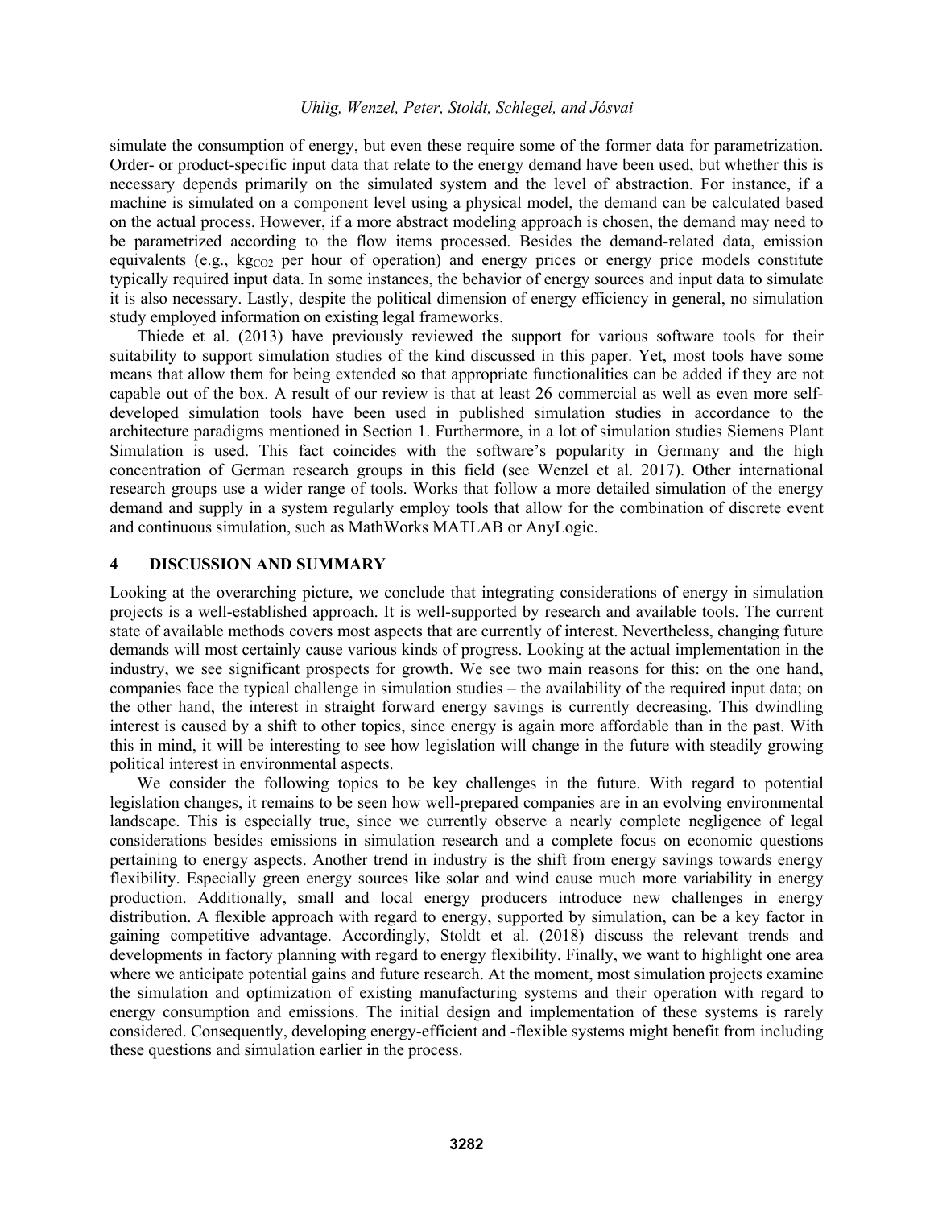simulate the consumption of energy, but even these require some of the former data for parametrization. Order- or product-specific input data that relate to the energy demand have been used, but whether this is necessary depends primarily on the simulated system and the level of abstraction. For instance, if a machine is simulated on a component level using a physical model, the demand can be calculated based on the actual process. However, if a more abstract modeling approach is chosen, the demand may need to be parametrized according to the flow items processed. Besides the demand-related data, emission equivalents (e.g., $kg_{CO2}$ per hour of operation) and energy prices or energy price models constitute typically required input data. In some instances, the behavior of energy sources and input data to simulate it is also necessary. Lastly, despite the political dimension of energy efficiency in general, no simulation study employed information on existing legal frameworks.

Thiede et al. (2013) have previously reviewed the support for various software tools for their suitability to support simulation studies of the kind discussed in this paper. Yet, most tools have some means that allow them for being extended so that appropriate functionalities can be added if they are not capable out of the box. A result of our review is that at least 26 commercial as well as even more self-developed simulation tools have been used in published simulation studies in accordance to the architecture paradigms mentioned in Section 1. Furthermore, in a lot of simulation studies Siemens Plant Simulation is used. This fact coincides with the software's popularity in Germany and the high concentration of German research groups in this field (see Wenzel et al. 2017). Other international research groups use a wider range of tools. Works that follow a more detailed simulation of the energy demand and supply in a system regularly employ tools that allow for the combination of discrete event and continuous simulation, such as MathWorks MATLAB or AnyLogic.

# 4 DISCUSSION AND SUMMARY

Looking at the overarching picture, we conclude that integrating considerations of energy in simulation projects is a well-established approach. It is well-supported by research and available tools. The current state of available methods covers most aspects that are currently of interest. Nevertheless, changing future demands will most certainly cause various kinds of progress. Looking at the actual implementation in the industry, we see significant prospects for growth. We see two main reasons for this: on the one hand, companies face the typical challenge in simulation studies – the availability of the required input data; on the other hand, the interest in straight forward energy savings is currently decreasing. This dwindling interest is caused by a shift to other topics, since energy is again more affordable than in the past. With this in mind, it will be interesting to see how legislation will change in the future with steadily growing political interest in environmental aspects.

We consider the following topics to be key challenges in the future. With regard to potential legislation changes, it remains to be seen how well-prepared companies are in an evolving environmental landscape. This is especially true, since we currently observe a nearly complete negligence of legal considerations besides emissions in simulation research and a complete focus on economic questions pertaining to energy aspects. Another trend in industry is the shift from energy savings towards energy flexibility. Especially green energy sources like solar and wind cause much more variability in energy production. Additionally, small and local energy producers introduce new challenges in energy distribution. A flexible approach with regard to energy, supported by simulation, can be a key factor in gaining competitive advantage. Accordingly, Stoldt et al. (2018) discuss the relevant trends and developments in factory planning with regard to energy flexibility. Finally, we want to highlight one area where we anticipate potential gains and future research. At the moment, most simulation projects examine the simulation and optimization of existing manufacturing systems and their operation with regard to energy consumption and emissions. The initial design and implementation of these systems is rarely considered. Consequently, developing energy-efficient and -flexible systems might benefit from including these questions and simulation earlier in the process.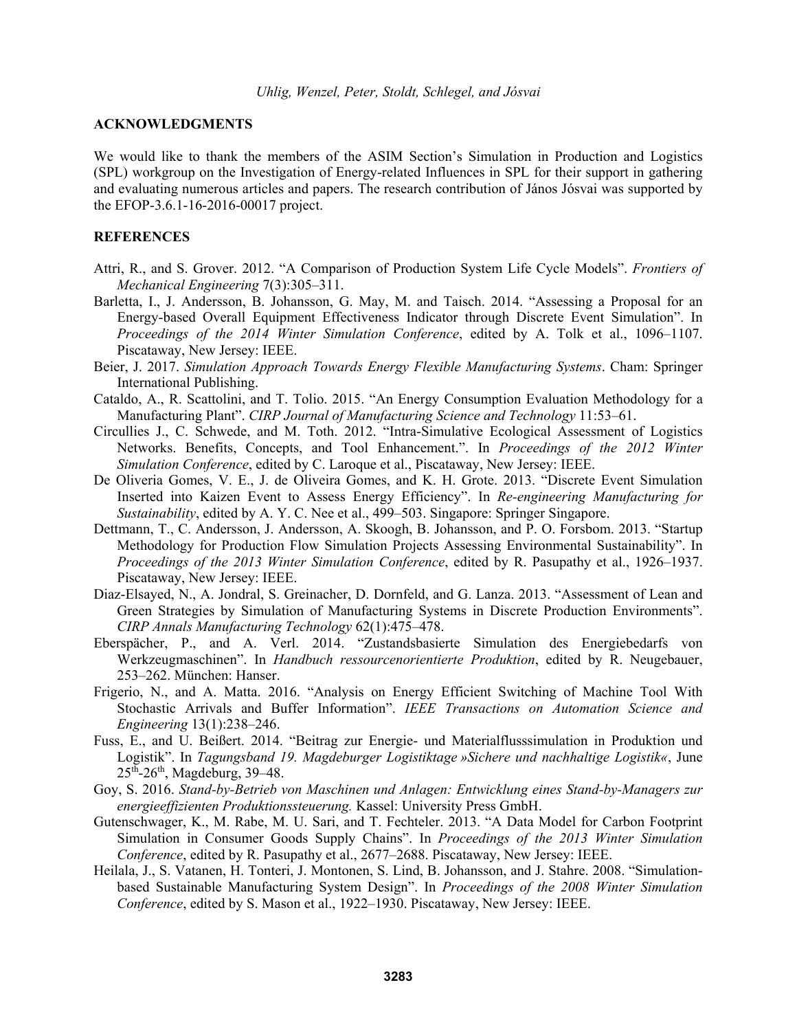## ACKNOWLEDGMENTS

We would like to thank the members of the ASIM Section's Simulation in Production and Logistics (SPL) workgroup on the Investigation of Energy-related Influences in SPL for their support in gathering and evaluating numerous articles and papers. The research contribution of János Jósvai was supported by the EFOP-3.6.1-16-2016-00017 project.

## REFERENCES

Attri, R., and S. Grover. 2012. "A Comparison of Production System Life Cycle Models". *Frontiers of Mechanical Engineering* 7(3):305–311.

Barletta, I., J. Andersson, B. Johansson, G. May, M. and Taisch. 2014. "Assessing a Proposal for an Energy-based Overall Equipment Effectiveness Indicator through Discrete Event Simulation". In *Proceedings of the 2014 Winter Simulation Conference*, edited by A. Tolk et al., 1096–1107. Piscataway, New Jersey: IEEE.

Beier, J. 2017. *Simulation Approach Towards Energy Flexible Manufacturing Systems*. Cham: Springer International Publishing.

Cataldo, A., R. Scattolini, and T. Tolio. 2015. "An Energy Consumption Evaluation Methodology for a Manufacturing Plant". *CIRP Journal of Manufacturing Science and Technology* 11:53–61.

Circullies J., C. Schwede, and M. Toth. 2012. "Intra-Simulative Ecological Assessment of Logistics Networks. Benefits, Concepts, and Tool Enhancement.". In *Proceedings of the 2012 Winter Simulation Conference*, edited by C. Laroque et al., Piscataway, New Jersey: IEEE.

De Oliveria Gomes, V. E., J. de Oliveira Gomes, and K. H. Grote. 2013. "Discrete Event Simulation Inserted into Kaizen Event to Assess Energy Efficiency". In *Re-engineering Manufacturing for Sustainability*, edited by A. Y. C. Nee et al., 499–503. Singapore: Springer Singapore.

Dettmann, T., C. Andersson, J. Andersson, A. Skoogh, B. Johansson, and P. O. Forsbom. 2013. "Startup Methodology for Production Flow Simulation Projects Assessing Environmental Sustainability". In *Proceedings of the 2013 Winter Simulation Conference*, edited by R. Pasupathy et al., 1926–1937. Piscataway, New Jersey: IEEE.

Diaz-Elsayed, N., A. Jondral, S. Greinacher, D. Dornfeld, and G. Lanza. 2013. "Assessment of Lean and Green Strategies by Simulation of Manufacturing Systems in Discrete Production Environments". *CIRP Annals Manufacturing Technology* 62(1):475–478.

Eberspächer, P., and A. Verl. 2014. "Zustandsbasierte Simulation des Energiebedarfs von Werkzeugmaschinen". In *Handbuch ressourcenorientierte Produktion*, edited by R. Neugebauer, 253–262. München: Hanser.

Frigerio, N., and A. Matta. 2016. "Analysis on Energy Efficient Switching of Machine Tool With Stochastic Arrivals and Buffer Information". *IEEE Transactions on Automation Science and Engineering* 13(1):238–246.

Fuss, E., and U. Beißert. 2014. "Beitrag zur Energie- und Materialflusssimulation in Produktion und Logistik". In *Tagungsband 19. Magdeburger Logistiktage »Sichere und nachhaltige Logistik«*, June 25th-26th, Magdeburg, 39–48.

Goy, S. 2016. *Stand-by-Betrieb von Maschinen und Anlagen: Entwicklung eines Stand-by-Managers zur energieeffizienten Produktionssteuerung.* Kassel: University Press GmbH.

Gutenschwager, K., M. Rabe, M. U. Sari, and T. Fechteler. 2013. "A Data Model for Carbon Footprint Simulation in Consumer Goods Supply Chains". In *Proceedings of the 2013 Winter Simulation Conference*, edited by R. Pasupathy et al., 2677–2688. Piscataway, New Jersey: IEEE.

Heilala, J., S. Vatanen, H. Tonteri, J. Montonen, S. Lind, B. Johansson, and J. Stahre. 2008. "Simulation-based Sustainable Manufacturing System Design". In *Proceedings of the 2008 Winter Simulation Conference*, edited by S. Mason et al., 1922–1930. Piscataway, New Jersey: IEEE.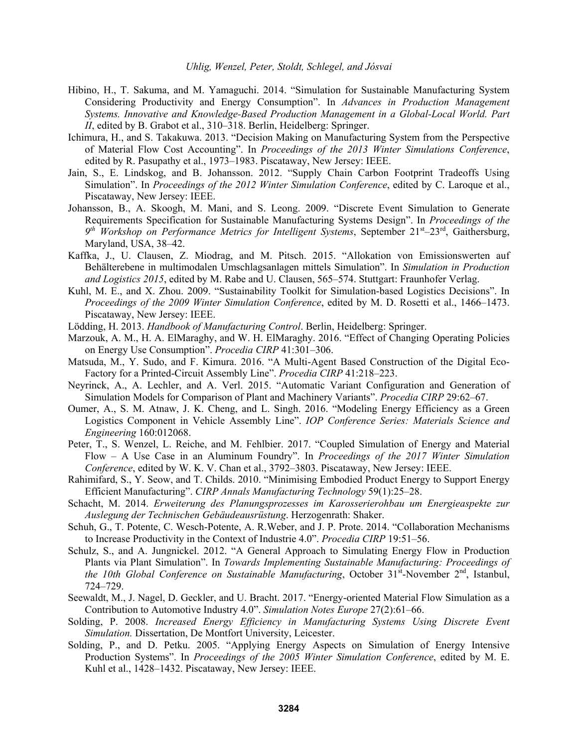Hibino, H., T. Sakuma, and M. Yamaguchi. 2014. "Simulation for Sustainable Manufacturing System Considering Productivity and Energy Consumption". In *Advances in Production Management Systems. Innovative and Knowledge-Based Production Management in a Global-Local World. Part II*, edited by B. Grabot et al., 310–318. Berlin, Heidelberg: Springer.

Ichimura, H., and S. Takakuwa. 2013. "Decision Making on Manufacturing System from the Perspective of Material Flow Cost Accounting". In *Proceedings of the 2013 Winter Simulations Conference*, edited by R. Pasupathy et al., 1973–1983. Piscataway, New Jersey: IEEE.

Jain, S., E. Lindskog, and B. Johansson. 2012. "Supply Chain Carbon Footprint Tradeoffs Using Simulation". In *Proceedings of the 2012 Winter Simulation Conference*, edited by C. Laroque et al., Piscataway, New Jersey: IEEE.

Johansson, B., A. Skoogh, M. Mani, and S. Leong. 2009. "Discrete Event Simulation to Generate Requirements Specification for Sustainable Manufacturing Systems Design". In *Proceedings of the 9th Workshop on Performance Metrics for Intelligent Systems*, September 21st–23rd, Gaithersburg, Maryland, USA, 38–42.

Kaffka, J., U. Clausen, Z. Miodrag, and M. Pitsch. 2015. "Allokation von Emissionswerten auf Behälterebene in multimodalen Umschlagsanlagen mittels Simulation". In *Simulation in Production and Logistics 2015*, edited by M. Rabe and U. Clausen, 565–574. Stuttgart: Fraunhofer Verlag.

Kuhl, M. E., and X. Zhou. 2009. "Sustainability Toolkit for Simulation-based Logistics Decisions". In *Proceedings of the 2009 Winter Simulation Conference*, edited by M. D. Rosetti et al., 1466–1473. Piscataway, New Jersey: IEEE.

Lödding, H. 2013. *Handbook of Manufacturing Control*. Berlin, Heidelberg: Springer.

Marzouk, A. M., H. A. ElMaraghy, and W. H. ElMaraghy. 2016. "Effect of Changing Operating Policies on Energy Use Consumption". *Procedia CIRP* 41:301–306.

Matsuda, M., Y. Sudo, and F. Kimura. 2016. "A Multi-Agent Based Construction of the Digital Eco-Factory for a Printed-Circuit Assembly Line". *Procedia CIRP* 41:218–223.

Neyrinck, A., A. Lechler, and A. Verl. 2015. "Automatic Variant Configuration and Generation of Simulation Models for Comparison of Plant and Machinery Variants". *Procedia CIRP* 29:62–67.

Oumer, A., S. M. Atnaw, J. K. Cheng, and L. Singh. 2016. "Modeling Energy Efficiency as a Green Logistics Component in Vehicle Assembly Line". *IOP Conference Series: Materials Science and Engineering* 160:012068.

Peter, T., S. Wenzel, L. Reiche, and M. Fehlbier. 2017. "Coupled Simulation of Energy and Material Flow – A Use Case in an Aluminum Foundry". In *Proceedings of the 2017 Winter Simulation Conference*, edited by W. K. V. Chan et al., 3792–3803. Piscataway, New Jersey: IEEE.

Rahimifard, S., Y. Seow, and T. Childs. 2010. "Minimising Embodied Product Energy to Support Energy Efficient Manufacturing". *CIRP Annals Manufacturing Technology* 59(1):25–28.

Schacht, M. 2014. *Erweiterung des Planungsprozesses im Karosserierohbau um Energieaspekte zur Auslegung der Technischen Gebäudeausrüstung*. Herzogenrath: Shaker.

Schuh, G., T. Potente, C. Wesch-Potente, A. R.Weber, and J. P. Prote. 2014. "Collaboration Mechanisms to Increase Productivity in the Context of Industrie 4.0". *Procedia CIRP* 19:51–56.

Schulz, S., and A. Jungnickel. 2012. "A General Approach to Simulating Energy Flow in Production Plants via Plant Simulation". In *Towards Implementing Sustainable Manufacturing: Proceedings of the 10th Global Conference on Sustainable Manufacturing*, October 31st-November 2nd, Istanbul, 724–729.

Seewaldt, M., J. Nagel, D. Geckler, and U. Bracht. 2017. "Energy-oriented Material Flow Simulation as a Contribution to Automotive Industry 4.0". *Simulation Notes Europe* 27(2):61–66.

Solding, P. 2008. *Increased Energy Efficiency in Manufacturing Systems Using Discrete Event Simulation.* Dissertation, De Montfort University, Leicester.

Solding, P., and D. Petku. 2005. "Applying Energy Aspects on Simulation of Energy Intensive Production Systems". In *Proceedings of the 2005 Winter Simulation Conference*, edited by M. E. Kuhl et al., 1428–1432. Piscataway, New Jersey: IEEE.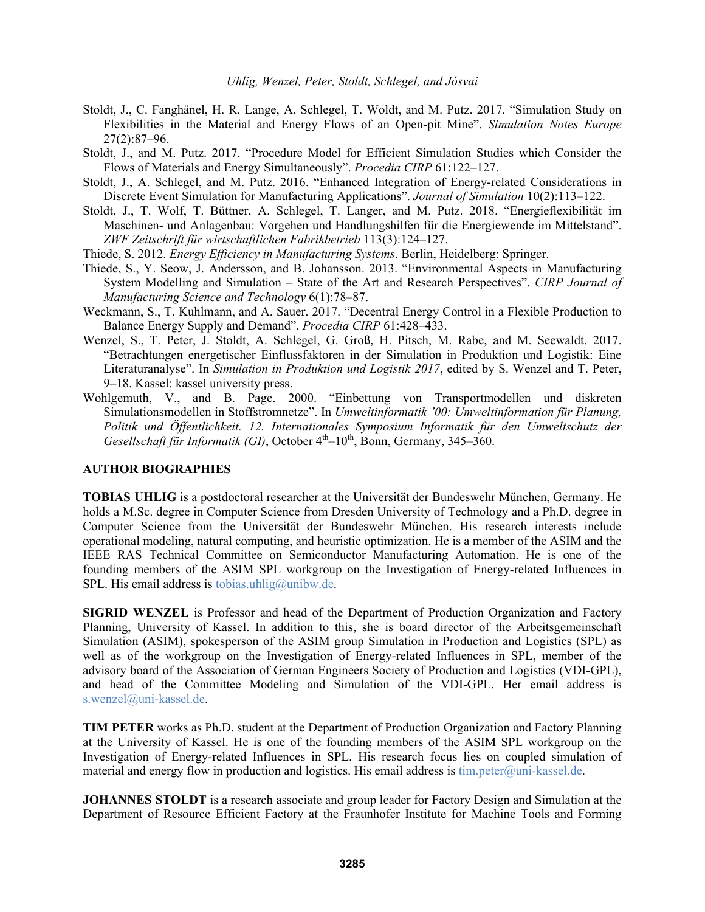Stoldt, J., C. Fanghänel, H. R. Lange, A. Schlegel, T. Woldt, and M. Putz. 2017. "Simulation Study on Flexibilities in the Material and Energy Flows of an Open-pit Mine". *Simulation Notes Europe* 27(2):87–96.

Stoldt, J., and M. Putz. 2017. "Procedure Model for Efficient Simulation Studies which Consider the Flows of Materials and Energy Simultaneously". *Procedia CIRP* 61:122–127.

Stoldt, J., A. Schlegel, and M. Putz. 2016. "Enhanced Integration of Energy-related Considerations in Discrete Event Simulation for Manufacturing Applications". *Journal of Simulation* 10(2):113–122.

Stoldt, J., T. Wolf, T. Büttner, A. Schlegel, T. Langer, and M. Putz. 2018. "Energieflexibilität im Maschinen- und Anlagenbau: Vorgehen und Handlungshilfen für die Energiewende im Mittelstand". *ZWF Zeitschrift für wirtschaftlichen Fabrikbetrieb* 113(3):124–127.

Thiede, S. 2012. *Energy Efficiency in Manufacturing Systems*. Berlin, Heidelberg: Springer.

Thiede, S., Y. Seow, J. Andersson, and B. Johansson. 2013. "Environmental Aspects in Manufacturing System Modelling and Simulation – State of the Art and Research Perspectives". *CIRP Journal of Manufacturing Science and Technology* 6(1):78–87.

Weckmann, S., T. Kuhlmann, and A. Sauer. 2017. "Decentral Energy Control in a Flexible Production to Balance Energy Supply and Demand". *Procedia CIRP* 61:428–433.

Wenzel, S., T. Peter, J. Stoldt, A. Schlegel, G. Groß, H. Pitsch, M. Rabe, and M. Seewaldt. 2017. "Betrachtungen energetischer Einflussfaktoren in der Simulation in Produktion und Logistik: Eine Literaturanalyse". In *Simulation in Produktion und Logistik 2017*, edited by S. Wenzel and T. Peter, 9–18. Kassel: kassel university press.

Wohlgemuth, V., and B. Page. 2000. "Einbettung von Transportmodellen und diskreten Simulationsmodellen in Stoffstromnetze". In *Umweltinformatik '00: Umweltinformation für Planung, Politik und Öffentlichkeit. 12. Internationales Symposium Informatik für den Umweltschutz der Gesellschaft für Informatik (GI)*, October 4th–10th, Bonn, Germany, 345–360.

## AUTHOR BIOGRAPHIES

**TOBIAS UHLIG** is a postdoctoral researcher at the Universität der Bundeswehr München, Germany. He holds a M.Sc. degree in Computer Science from Dresden University of Technology and a Ph.D. degree in Computer Science from the Universität der Bundeswehr München. His research interests include operational modeling, natural computing, and heuristic optimization. He is a member of the ASIM and the IEEE RAS Technical Committee on Semiconductor Manufacturing Automation. He is one of the founding members of the ASIM SPL workgroup on the Investigation of Energy-related Influences in SPL. His email address is tobias.uhlig@unibw.de.

**SIGRID WENZEL** is Professor and head of the Department of Production Organization and Factory Planning, University of Kassel. In addition to this, she is board director of the Arbeitsgemeinschaft Simulation (ASIM), spokesperson of the ASIM group Simulation in Production and Logistics (SPL) as well as of the workgroup on the Investigation of Energy-related Influences in SPL, member of the advisory board of the Association of German Engineers Society of Production and Logistics (VDI-GPL), and head of the Committee Modeling and Simulation of the VDI-GPL. Her email address is s.wenzel@uni-kassel.de.

**TIM PETER** works as Ph.D. student at the Department of Production Organization and Factory Planning at the University of Kassel. He is one of the founding members of the ASIM SPL workgroup on the Investigation of Energy-related Influences in SPL. His research focus lies on coupled simulation of material and energy flow in production and logistics. His email address is tim.peter@uni-kassel.de.

**JOHANNES STOLDT** is a research associate and group leader for Factory Design and Simulation at the Department of Resource Efficient Factory at the Fraunhofer Institute for Machine Tools and Forming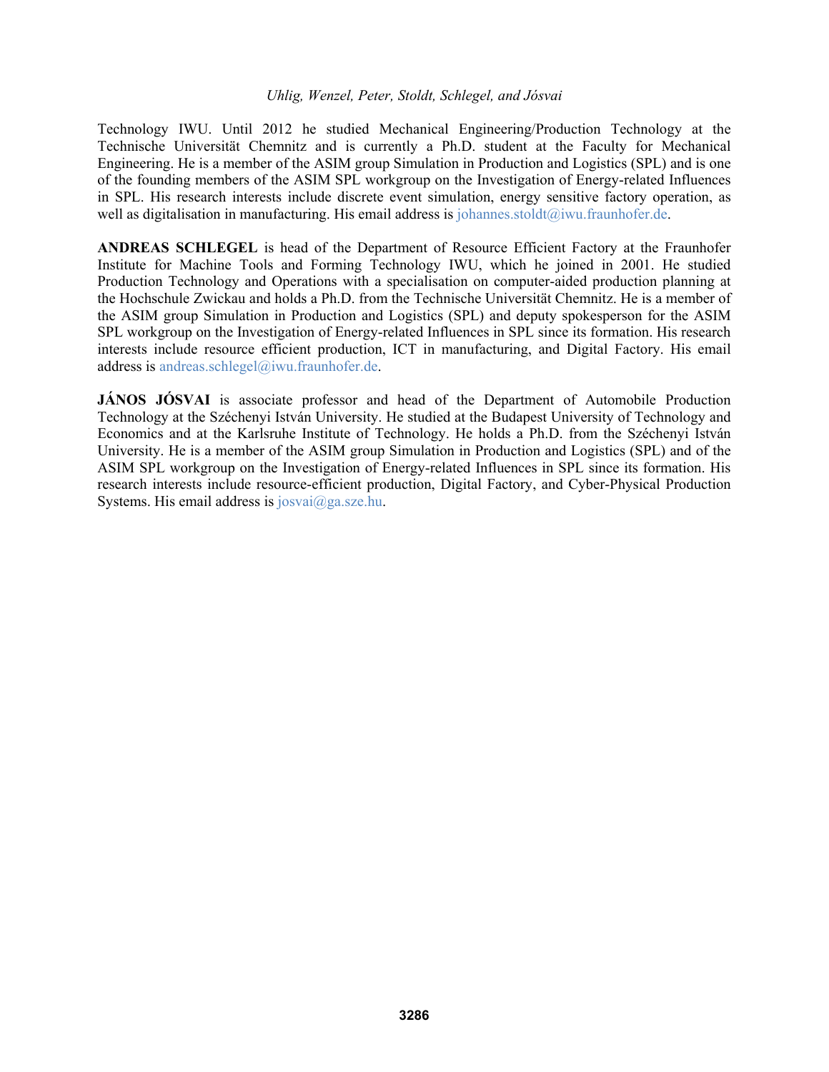Technology IWU. Until 2012 he studied Mechanical Engineering/Production Technology at the Technische Universität Chemnitz and is currently a Ph.D. student at the Faculty for Mechanical Engineering. He is a member of the ASIM group Simulation in Production and Logistics (SPL) and is one of the founding members of the ASIM SPL workgroup on the Investigation of Energy-related Influences in SPL. His research interests include discrete event simulation, energy sensitive factory operation, as well as digitalisation in manufacturing. His email address is johannes.stoldt@iwu.fraunhofer.de.

**ANDREAS SCHLEGEL** is head of the Department of Resource Efficient Factory at the Fraunhofer Institute for Machine Tools and Forming Technology IWU, which he joined in 2001. He studied Production Technology and Operations with a specialisation on computer-aided production planning at the Hochschule Zwickau and holds a Ph.D. from the Technische Universität Chemnitz. He is a member of the ASIM group Simulation in Production and Logistics (SPL) and deputy spokesperson for the ASIM SPL workgroup on the Investigation of Energy-related Influences in SPL since its formation. His research interests include resource efficient production, ICT in manufacturing, and Digital Factory. His email address is andreas.schlegel@iwu.fraunhofer.de.

**JÁNOS JÓSVAI** is associate professor and head of the Department of Automobile Production Technology at the Széchenyi István University. He studied at the Budapest University of Technology and Economics and at the Karlsruhe Institute of Technology. He holds a Ph.D. from the Széchenyi István University. He is a member of the ASIM group Simulation in Production and Logistics (SPL) and of the ASIM SPL workgroup on the Investigation of Energy-related Influences in SPL since its formation. His research interests include resource-efficient production, Digital Factory, and Cyber-Physical Production Systems. His email address is josvai@ga.sze.hu.